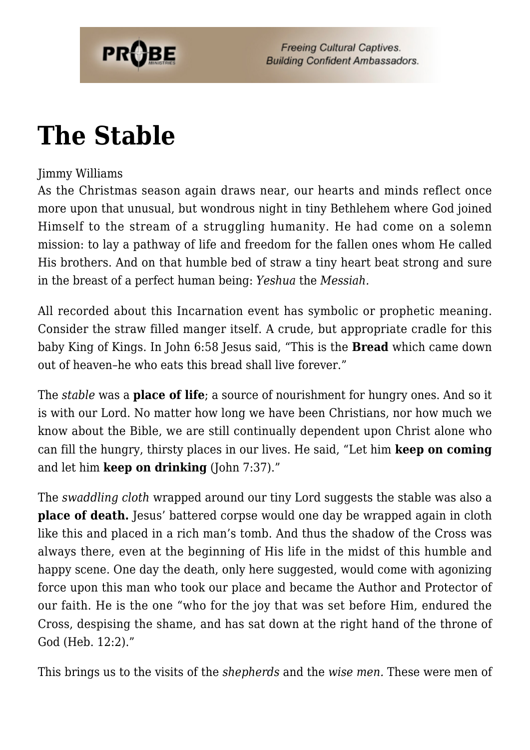# The Stable

Jimmy Williams

As the Christmas season again draws near, our hearts and minds reflect once more upon that unusual, but wondrous night in tiny Bethlehem where God joined Himself to the stream of a struggling humanity. He had come on a solemn mission: to lay a pathway of life and freedom for the fallen ones whom He called His brothers. And on that humble bed of straw a tiny heart beat strong and sure in the breast of a perfect human being: *Yeshua* the *Messiah.*

All recorded about this Incarnation event has symbolic or prophetic meaning. Consider the straw filled manger itself. A crude, but appropriate cradle for this baby King of Kings. In John 6:58 Jesus said, "This is the **Bread** which came down out of heaven–he who eats this bread shall live forever."

The *stable* was a **place of life**; a source of nourishment for hungry ones. And so it is with our Lord. No matter how long we have been Christians, nor how much we know about the Bible, we are still continually dependent upon Christ alone who can fill the hungry, thirsty places in our lives. He said, "Let him **keep on coming** and let him **keep on drinking** (John 7:37)."

The *swaddling cloth* wrapped around our tiny Lord suggests the stable was also a **place of death.** Jesus' battered corpse would one day be wrapped again in cloth like this and placed in a rich man's tomb. And thus the shadow of the Cross was always there, even at the beginning of His life in the midst of this humble and happy scene. One day the death, only here suggested, would come with agonizing force upon this man who took our place and became the Author and Protector of our faith. He is the one "who for the joy that was set before Him, endured the Cross, despising the shame, and has sat down at the right hand of the throne of God (Heb. 12:2)."

This brings us to the visits of the *shepherds* and the *wise men.* These were men of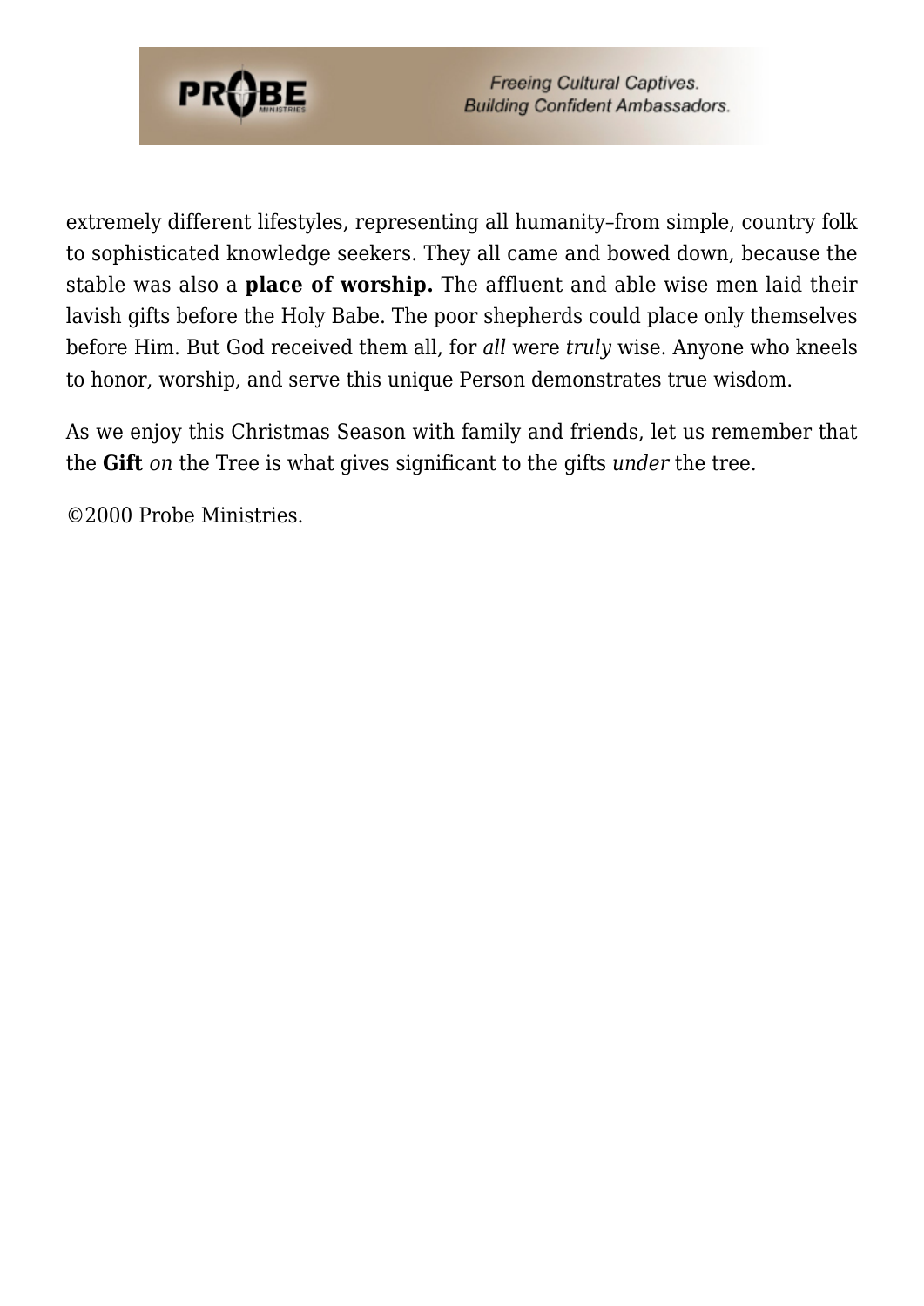extremely different lifestyles, representing all humanity–from simple, country folk to sophisticated knowledge seekers. They all came and bowed down, because the stable was also a **place of worship.** The affluent and able wise men laid their lavish gifts before the Holy Babe. The poor shepherds could place only themselves before Him. But God received them all, for *all* were *truly* wise. Anyone who kneels to honor, worship, and serve this unique Person demonstrates true wisdom.

As we enjoy this Christmas Season with family and friends, let us remember that the **Gift** *on* the Tree is what gives significant to the gifts *under* the tree.

©2000 Probe Ministries.